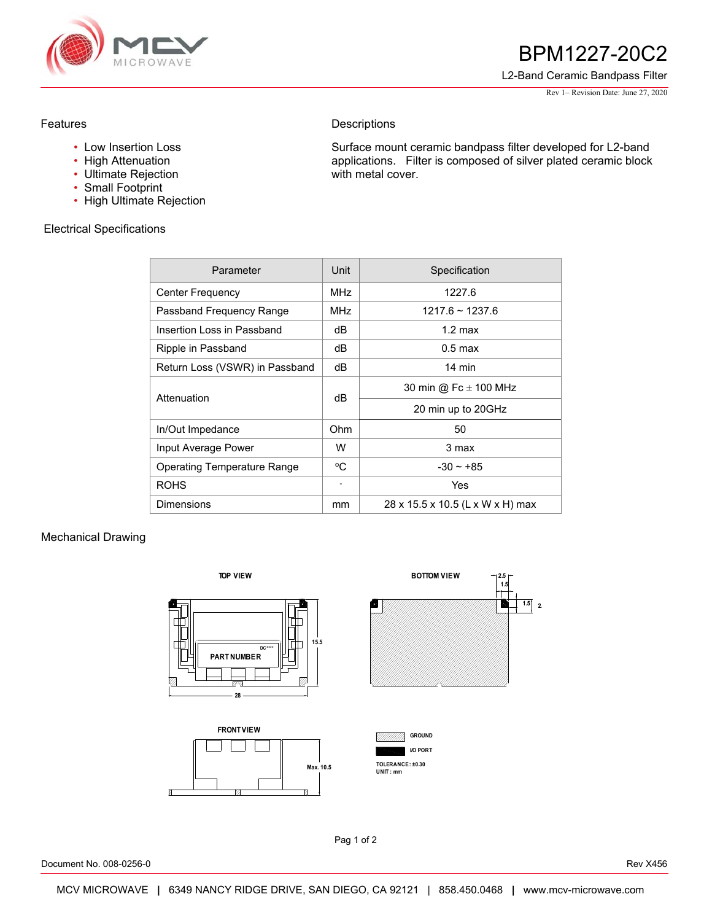# BPM1227-20C2

L2-Band Ceramic Bandpass Filter

Rev 1– Revision Date: June 27, 2020

## Features

- Low Insertion Loss
- High Attenuation
- Ultimate Rejection
- Small Footprint
- High Ultimate Rejection

## Descriptions

Surface mount ceramic bandpass filter developed for L2-band applications. Filter is composed of silver plated ceramic block with metal cover.

## Electrical Specifications

| Parameter | Unit | Specification |
|---|---|---|
| Center Frequency | MHz | 1227.6 |
| Passband Frequency Range | MHz | 1217.6 ~ 1237.6 |
| Insertion Loss in Passband | dB | 1.2 max |
| Ripple in Passband | dB | 0.5 max |
| Return Loss (VSWR) in Passband | dB | 14 min |
| Attenuation | dB | 30 min @ Fc ± 100 MHz |
| | | 20 min up to 20GHz |
| In/Out Impedance | Ohm | 50 |
| Input Average Power | W | 3 max |
| Operating Temperature Range | °C | -30 ~ +85 |
| ROHS | - | Yes |
| Dimensions | mm | 28 x 15.5 x 10.5 (L x W x H) max |

## Mechanical Drawing

TOP VIEW

PART NUMBER

DC****

15.5

28

BOTTOM VIEW

2.5

1.5

1.5

2.

FRONT VIEW

Max. 10.5

GROUND

I/O PORT

TOLERANCE: ±0.30
UNIT: mm

Document No. 008-0256-0

Rev X456

MCV MICROWAVE | 6349 NANCY RIDGE DRIVE, SAN DIEGO, CA 92121 | 858.450.0468 | www.mcv-microwave.com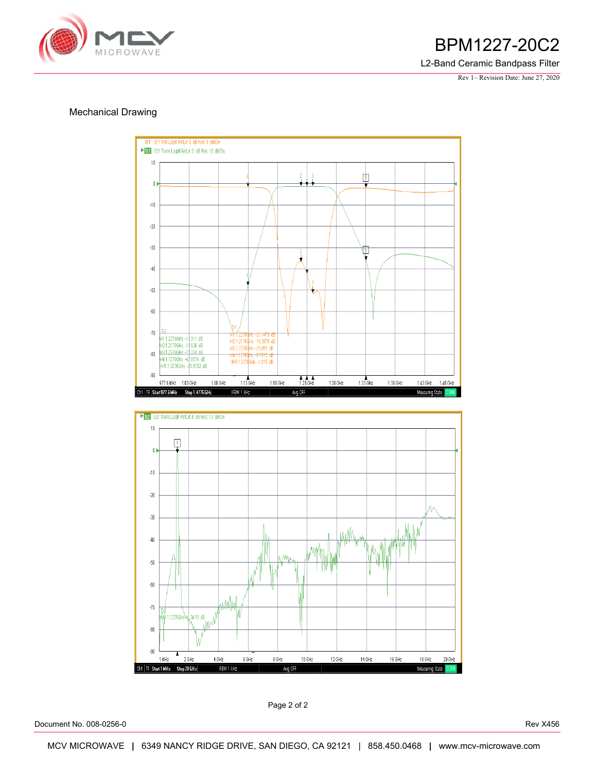# BPM1227-20C2

L2-Band Ceramic Bandpass Filter

Rev 1– Revision Date: June 27, 2020

Mechanical Drawing

Tr1 S11 Refl LogM RefLvl: 0 dB Res: 5 dB/Div
Tr2 S21 Trans LogM RefLvl: 0 dB Res: 10 dB/Div

Tr2
M1:1.2276GHz -1.1311 dB
M2:1.2176GHz -1.1826 dB
M3:1.2376GHz -1.1334 dB
M4:1.1276GHz -47.8074 dB
>M5:1.3276GHz -35.9182 dB

Tr1
M1:1.2276GHz -21.1473 dB
M2:1.2176GHz -18.2075 dB
M3:1.2376GHz -25.855 dB
M4:1.1276GHz -0.7815 dB
>M5:1.3276GHz -1.015 dB

977.6 MHz 1.03 GHz 1.08 GHz 1.13 GHz 1.18 GHz 1.23 GHz 1.28 GHz 1.33 GHz 1.38 GHz 1.43 GHz 1.48 GHz

Ch1 TR Start 977.6 MHz Stop 1.4776 GHz IFBW 1 kHz Avg OFF Measuring State CORR

Tr2 S21 Trans LogM RefLvl: 0 dB Res: 10 dB/Div

Tr2
>M1:1.2276GHz -1.3419 dB

1 MHz 2 GHz 4 GHz 6 GHz 8 GHz 10 GHz 12 GHz 14 GHz 16 GHz 18 GHz 20 GHz

Ch1 TR Start 1 MHz Stop 20 GHz IFBW 1 kHz Avg OFF Measuring State CORR

Document No. 008-0256-0

Rev X456

MCV MICROWAVE | 6349 NANCY RIDGE DRIVE, SAN DIEGO, CA 92121 | 858.450.0468 | www.mcv-microwave.com